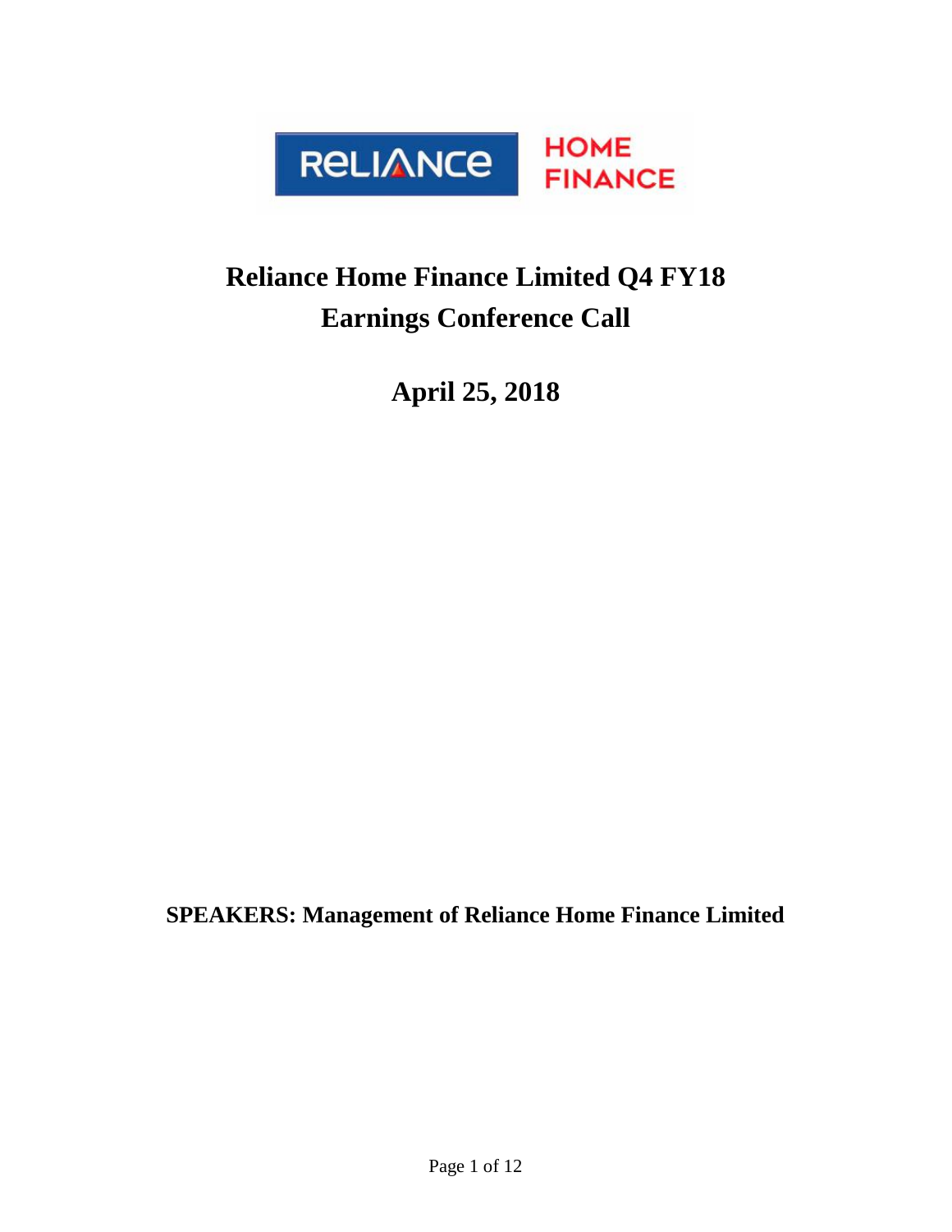# Reliance Home Finance Limited Q4 FY18 Earnings Conference Call

## April 25, 2018

**SPEAKERS: Management of Reliance Home Finance Limited**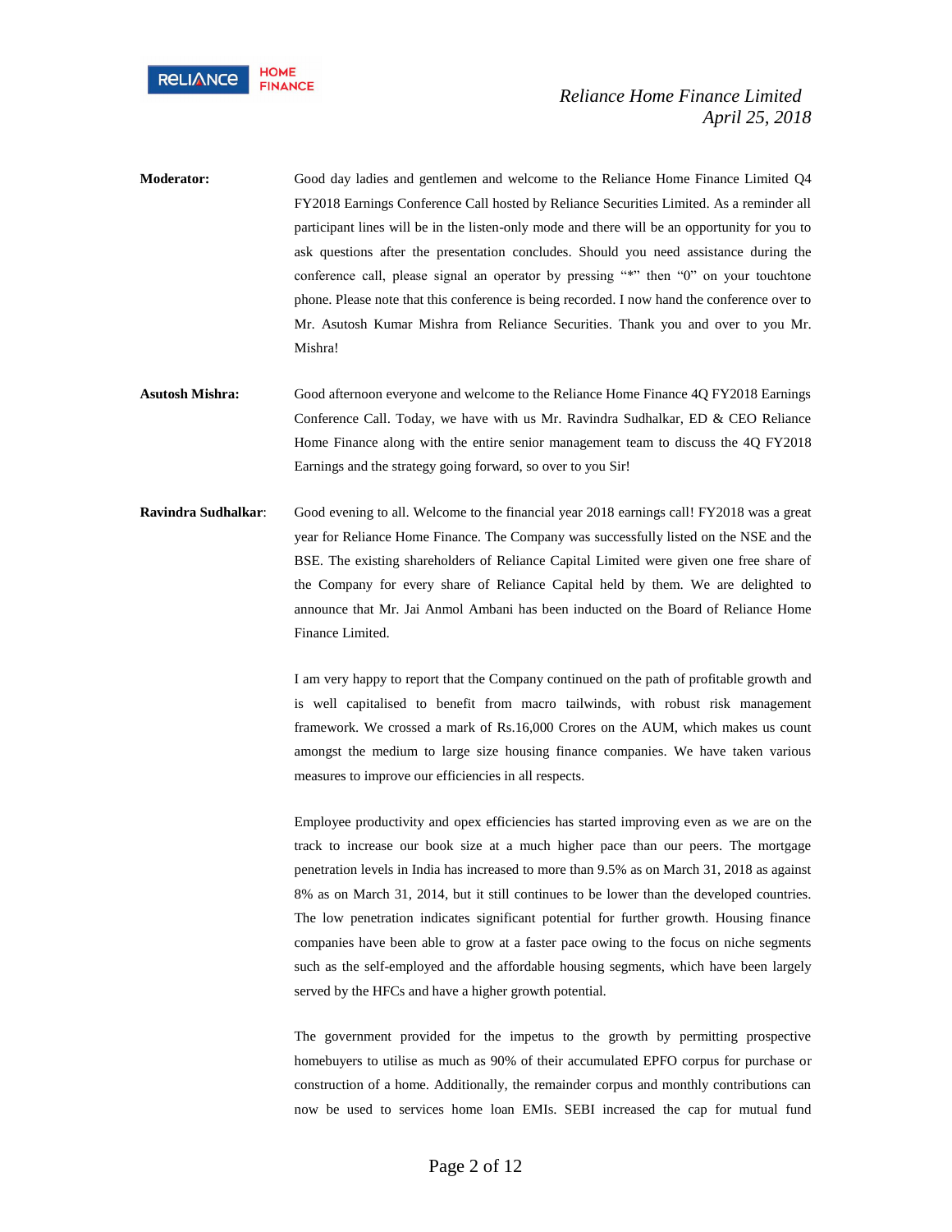**Moderator:** Good day ladies and gentlemen and welcome to the Reliance Home Finance Limited Q4 FY2018 Earnings Conference Call hosted by Reliance Securities Limited. As a reminder all participant lines will be in the listen-only mode and there will be an opportunity for you to ask questions after the presentation concludes. Should you need assistance during the conference call, please signal an operator by pressing "*" then "0" on your touchtone phone. Please note that this conference is being recorded. I now hand the conference over to Mr. Asutosh Kumar Mishra from Reliance Securities. Thank you and over to you Mr. Mishra!

**Asutosh Mishra:** Good afternoon everyone and welcome to the Reliance Home Finance 4Q FY2018 Earnings Conference Call. Today, we have with us Mr. Ravindra Sudhalkar, ED & CEO Reliance Home Finance along with the entire senior management team to discuss the 4Q FY2018 Earnings and the strategy going forward, so over to you Sir!

**Ravindra Sudhalkar**: Good evening to all. Welcome to the financial year 2018 earnings call! FY2018 was a great year for Reliance Home Finance. The Company was successfully listed on the NSE and the BSE. The existing shareholders of Reliance Capital Limited were given one free share of the Company for every share of Reliance Capital held by them. We are delighted to announce that Mr. Jai Anmol Ambani has been inducted on the Board of Reliance Home Finance Limited.

I am very happy to report that the Company continued on the path of profitable growth and is well capitalised to benefit from macro tailwinds, with robust risk management framework. We crossed a mark of Rs.16,000 Crores on the AUM, which makes us count amongst the medium to large size housing finance companies. We have taken various measures to improve our efficiencies in all respects.

Employee productivity and opex efficiencies has started improving even as we are on the track to increase our book size at a much higher pace than our peers. The mortgage penetration levels in India has increased to more than 9.5% as on March 31, 2018 as against 8% as on March 31, 2014, but it still continues to be lower than the developed countries. The low penetration indicates significant potential for further growth. Housing finance companies have been able to grow at a faster pace owing to the focus on niche segments such as the self-employed and the affordable housing segments, which have been largely served by the HFCs and have a higher growth potential.

The government provided for the impetus to the growth by permitting prospective homebuyers to utilise as much as 90% of their accumulated EPFO corpus for purchase or construction of a home. Additionally, the remainder corpus and monthly contributions can now be used to services home loan EMIs. SEBI increased the cap for mutual fund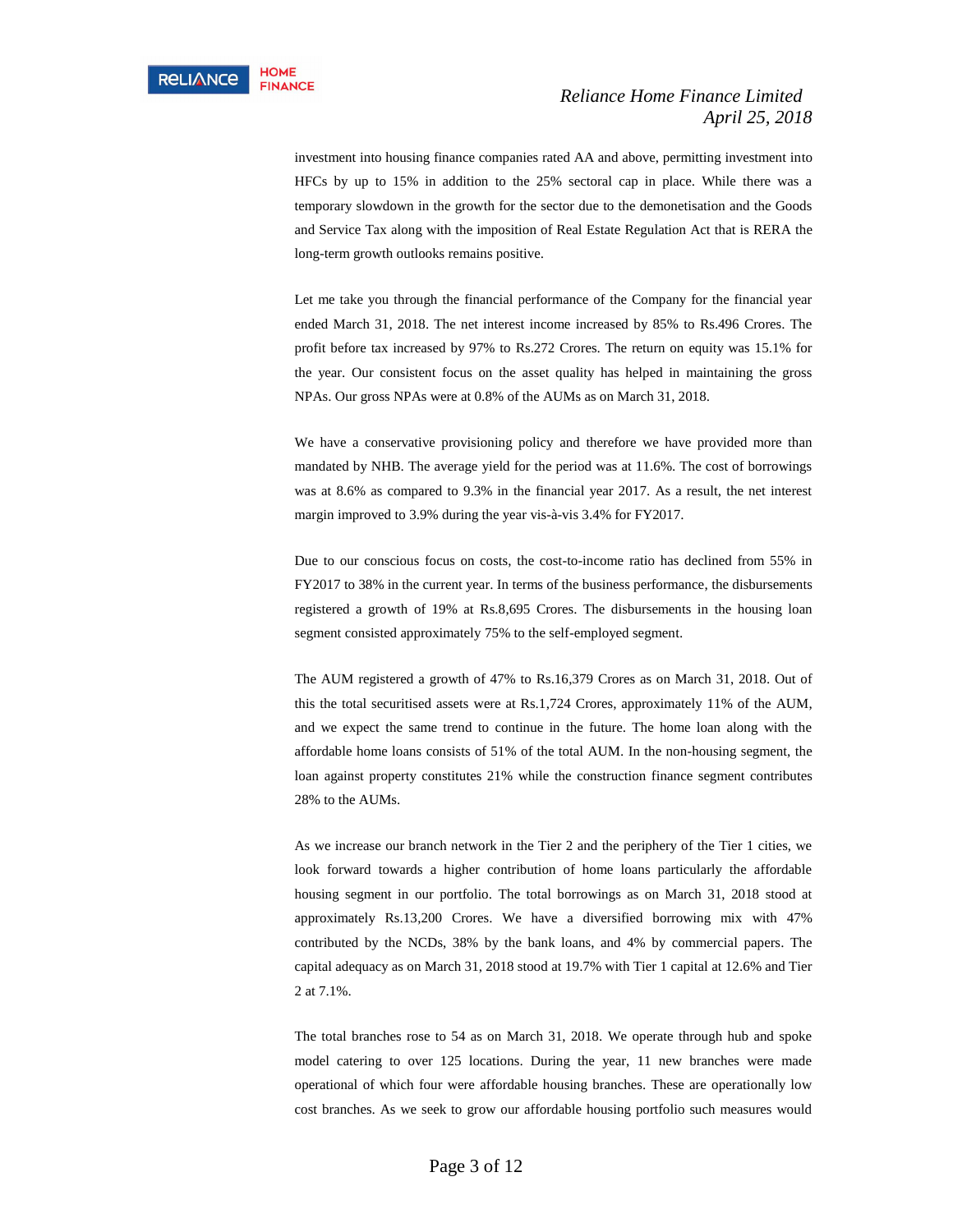investment into housing finance companies rated AA and above, permitting investment into HFCs by up to 15% in addition to the 25% sectoral cap in place. While there was a temporary slowdown in the growth for the sector due to the demonetisation and the Goods and Service Tax along with the imposition of Real Estate Regulation Act that is RERA the long-term growth outlooks remains positive.

Let me take you through the financial performance of the Company for the financial year ended March 31, 2018. The net interest income increased by 85% to Rs.496 Crores. The profit before tax increased by 97% to Rs.272 Crores. The return on equity was 15.1% for the year. Our consistent focus on the asset quality has helped in maintaining the gross NPAs. Our gross NPAs were at 0.8% of the AUMs as on March 31, 2018.

We have a conservative provisioning policy and therefore we have provided more than mandated by NHB. The average yield for the period was at 11.6%. The cost of borrowings was at 8.6% as compared to 9.3% in the financial year 2017. As a result, the net interest margin improved to 3.9% during the year vis-à-vis 3.4% for FY2017.

Due to our conscious focus on costs, the cost-to-income ratio has declined from 55% in FY2017 to 38% in the current year. In terms of the business performance, the disbursements registered a growth of 19% at Rs.8,695 Crores. The disbursements in the housing loan segment consisted approximately 75% to the self-employed segment.

The AUM registered a growth of 47% to Rs.16,379 Crores as on March 31, 2018. Out of this the total securitised assets were at Rs.1,724 Crores, approximately 11% of the AUM, and we expect the same trend to continue in the future. The home loan along with the affordable home loans consists of 51% of the total AUM. In the non-housing segment, the loan against property constitutes 21% while the construction finance segment contributes 28% to the AUMs.

As we increase our branch network in the Tier 2 and the periphery of the Tier 1 cities, we look forward towards a higher contribution of home loans particularly the affordable housing segment in our portfolio. The total borrowings as on March 31, 2018 stood at approximately Rs.13,200 Crores. We have a diversified borrowing mix with 47% contributed by the NCDs, 38% by the bank loans, and 4% by commercial papers. The capital adequacy as on March 31, 2018 stood at 19.7% with Tier 1 capital at 12.6% and Tier 2 at 7.1%.

The total branches rose to 54 as on March 31, 2018. We operate through hub and spoke model catering to over 125 locations. During the year, 11 new branches were made operational of which four were affordable housing branches. These are operationally low cost branches. As we seek to grow our affordable housing portfolio such measures would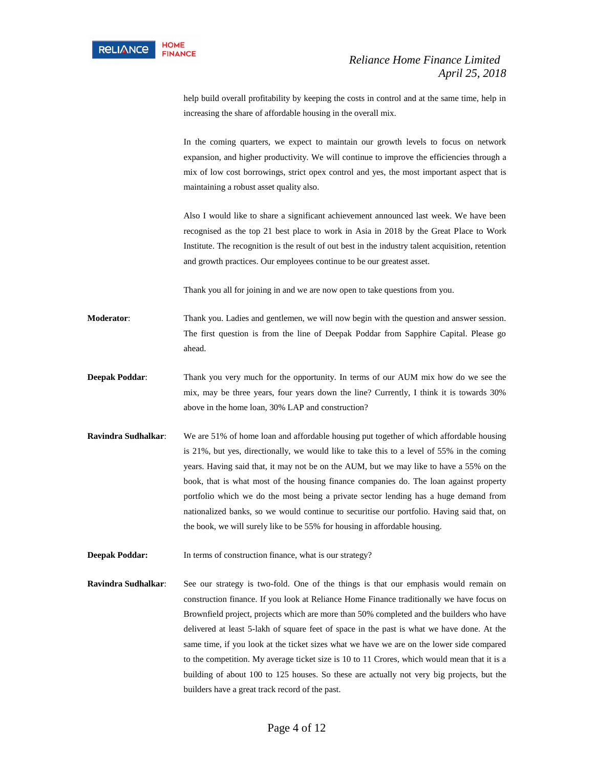help build overall profitability by keeping the costs in control and at the same time, help in increasing the share of affordable housing in the overall mix.

In the coming quarters, we expect to maintain our growth levels to focus on network expansion, and higher productivity. We will continue to improve the efficiencies through a mix of low cost borrowings, strict opex control and yes, the most important aspect that is maintaining a robust asset quality also.

Also I would like to share a significant achievement announced last week. We have been recognised as the top 21 best place to work in Asia in 2018 by the Great Place to Work Institute. The recognition is the result of out best in the industry talent acquisition, retention and growth practices. Our employees continue to be our greatest asset.

Thank you all for joining in and we are now open to take questions from you.

**Moderator**: Thank you. Ladies and gentlemen, we will now begin with the question and answer session. The first question is from the line of Deepak Poddar from Sapphire Capital. Please go ahead.

**Deepak Poddar**: Thank you very much for the opportunity. In terms of our AUM mix how do we see the mix, may be three years, four years down the line? Currently, I think it is towards 30% above in the home loan, 30% LAP and construction?

**Ravindra Sudhalkar**: We are 51% of home loan and affordable housing put together of which affordable housing is 21%, but yes, directionally, we would like to take this to a level of 55% in the coming years. Having said that, it may not be on the AUM, but we may like to have a 55% on the book, that is what most of the housing finance companies do. The loan against property portfolio which we do the most being a private sector lending has a huge demand from nationalized banks, so we would continue to securitise our portfolio. Having said that, on the book, we will surely like to be 55% for housing in affordable housing.

**Deepak Poddar:** In terms of construction finance, what is our strategy?

**Ravindra Sudhalkar**: See our strategy is two-fold. One of the things is that our emphasis would remain on construction finance. If you look at Reliance Home Finance traditionally we have focus on Brownfield project, projects which are more than 50% completed and the builders who have delivered at least 5-lakh of square feet of space in the past is what we have done. At the same time, if you look at the ticket sizes what we have we are on the lower side compared to the competition. My average ticket size is 10 to 11 Crores, which would mean that it is a building of about 100 to 125 houses. So these are actually not very big projects, but the builders have a great track record of the past.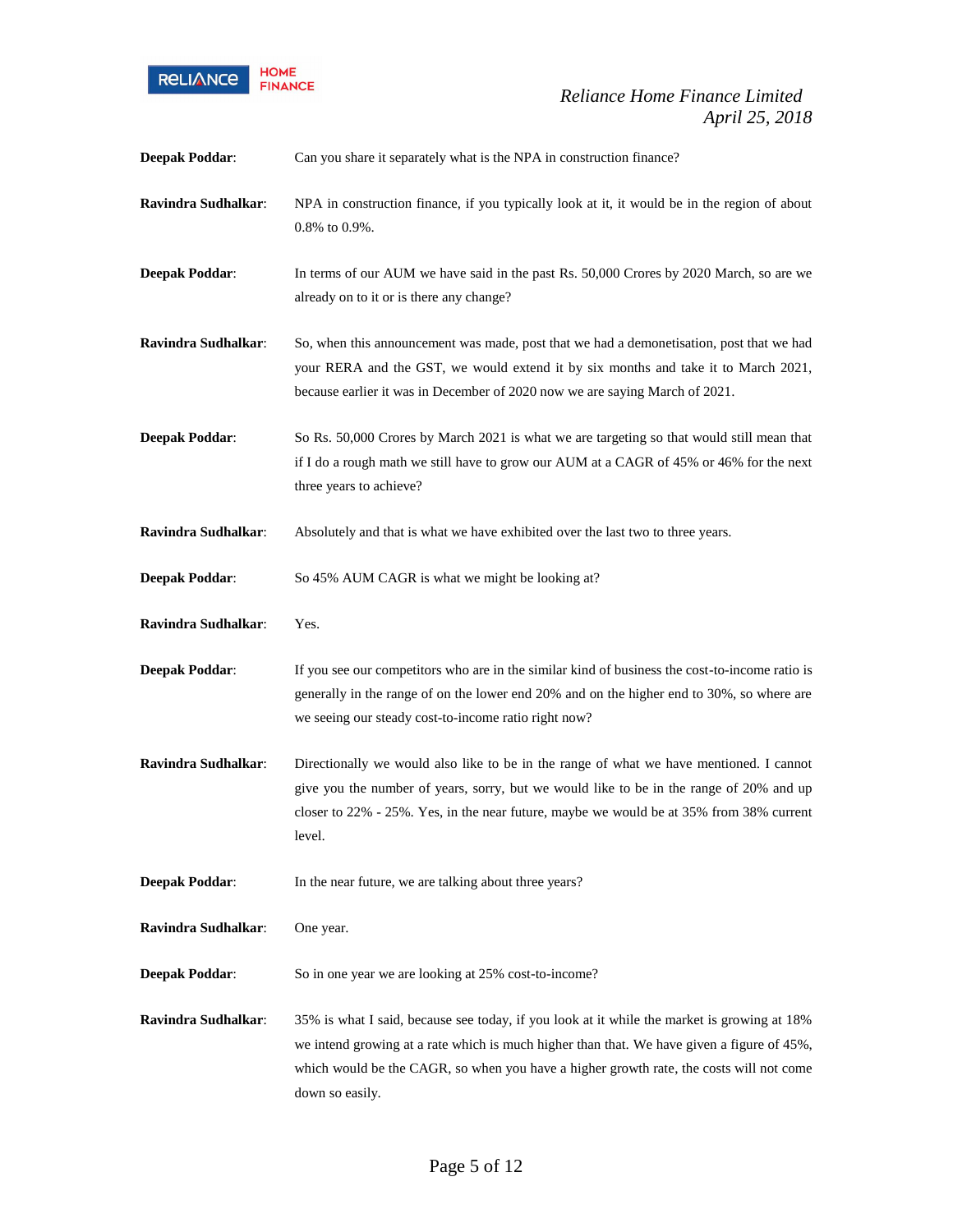**Deepak Poddar**: Can you share it separately what is the NPA in construction finance?

**Ravindra Sudhalkar**: NPA in construction finance, if you typically look at it, it would be in the region of about 0.8% to 0.9%.

**Deepak Poddar**: In terms of our AUM we have said in the past Rs. 50,000 Crores by 2020 March, so are we already on to it or is there any change?

**Ravindra Sudhalkar**: So, when this announcement was made, post that we had a demonetisation, post that we had your RERA and the GST, we would extend it by six months and take it to March 2021, because earlier it was in December of 2020 now we are saying March of 2021.

**Deepak Poddar**: So Rs. 50,000 Crores by March 2021 is what we are targeting so that would still mean that if I do a rough math we still have to grow our AUM at a CAGR of 45% or 46% for the next three years to achieve?

**Ravindra Sudhalkar**: Absolutely and that is what we have exhibited over the last two to three years.

**Deepak Poddar**: So 45% AUM CAGR is what we might be looking at?

**Ravindra Sudhalkar**: Yes.

**Deepak Poddar**: If you see our competitors who are in the similar kind of business the cost-to-income ratio is generally in the range of on the lower end 20% and on the higher end to 30%, so where are we seeing our steady cost-to-income ratio right now?

**Ravindra Sudhalkar**: Directionally we would also like to be in the range of what we have mentioned. I cannot give you the number of years, sorry, but we would like to be in the range of 20% and up closer to 22% - 25%. Yes, in the near future, maybe we would be at 35% from 38% current level.

**Deepak Poddar**: In the near future, we are talking about three years?

**Ravindra Sudhalkar**: One year.

**Deepak Poddar**: So in one year we are looking at 25% cost-to-income?

**Ravindra Sudhalkar**: 35% is what I said, because see today, if you look at it while the market is growing at 18% we intend growing at a rate which is much higher than that. We have given a figure of 45%, which would be the CAGR, so when you have a higher growth rate, the costs will not come down so easily.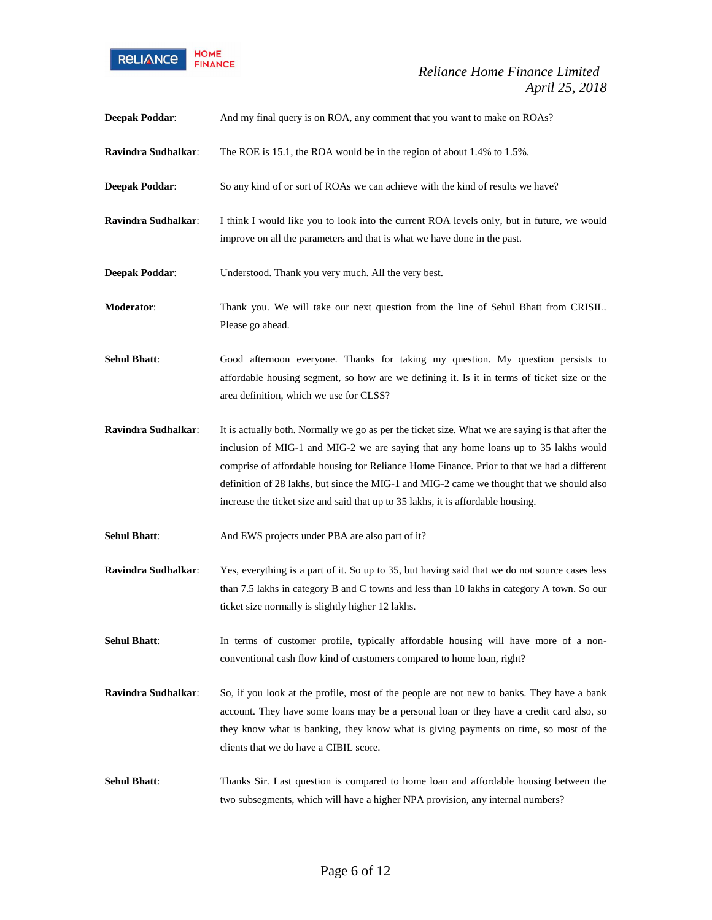**Deepak Poddar**: And my final query is on ROA, any comment that you want to make on ROAs?

**Ravindra Sudhalkar**: The ROE is 15.1, the ROA would be in the region of about 1.4% to 1.5%.

**Deepak Poddar**: So any kind of or sort of ROAs we can achieve with the kind of results we have?

**Ravindra Sudhalkar**: I think I would like you to look into the current ROA levels only, but in future, we would improve on all the parameters and that is what we have done in the past.

**Deepak Poddar**: Understood. Thank you very much. All the very best.

**Moderator**: Thank you. We will take our next question from the line of Sehul Bhatt from CRISIL. Please go ahead.

**Sehul Bhatt**: Good afternoon everyone. Thanks for taking my question. My question persists to affordable housing segment, so how are we defining it. Is it in terms of ticket size or the area definition, which we use for CLSS?

**Ravindra Sudhalkar**: It is actually both. Normally we go as per the ticket size. What we are saying is that after the inclusion of MIG-1 and MIG-2 we are saying that any home loans up to 35 lakhs would comprise of affordable housing for Reliance Home Finance. Prior to that we had a different definition of 28 lakhs, but since the MIG-1 and MIG-2 came we thought that we should also increase the ticket size and said that up to 35 lakhs, it is affordable housing.

**Sehul Bhatt**: And EWS projects under PBA are also part of it?

**Ravindra Sudhalkar**: Yes, everything is a part of it. So up to 35, but having said that we do not source cases less than 7.5 lakhs in category B and C towns and less than 10 lakhs in category A town. So our ticket size normally is slightly higher 12 lakhs.

**Sehul Bhatt**: In terms of customer profile, typically affordable housing will have more of a non-conventional cash flow kind of customers compared to home loan, right?

**Ravindra Sudhalkar**: So, if you look at the profile, most of the people are not new to banks. They have a bank account. They have some loans may be a personal loan or they have a credit card also, so they know what is banking, they know what is giving payments on time, so most of the clients that we do have a CIBIL score.

**Sehul Bhatt**: Thanks Sir. Last question is compared to home loan and affordable housing between the two subsegments, which will have a higher NPA provision, any internal numbers?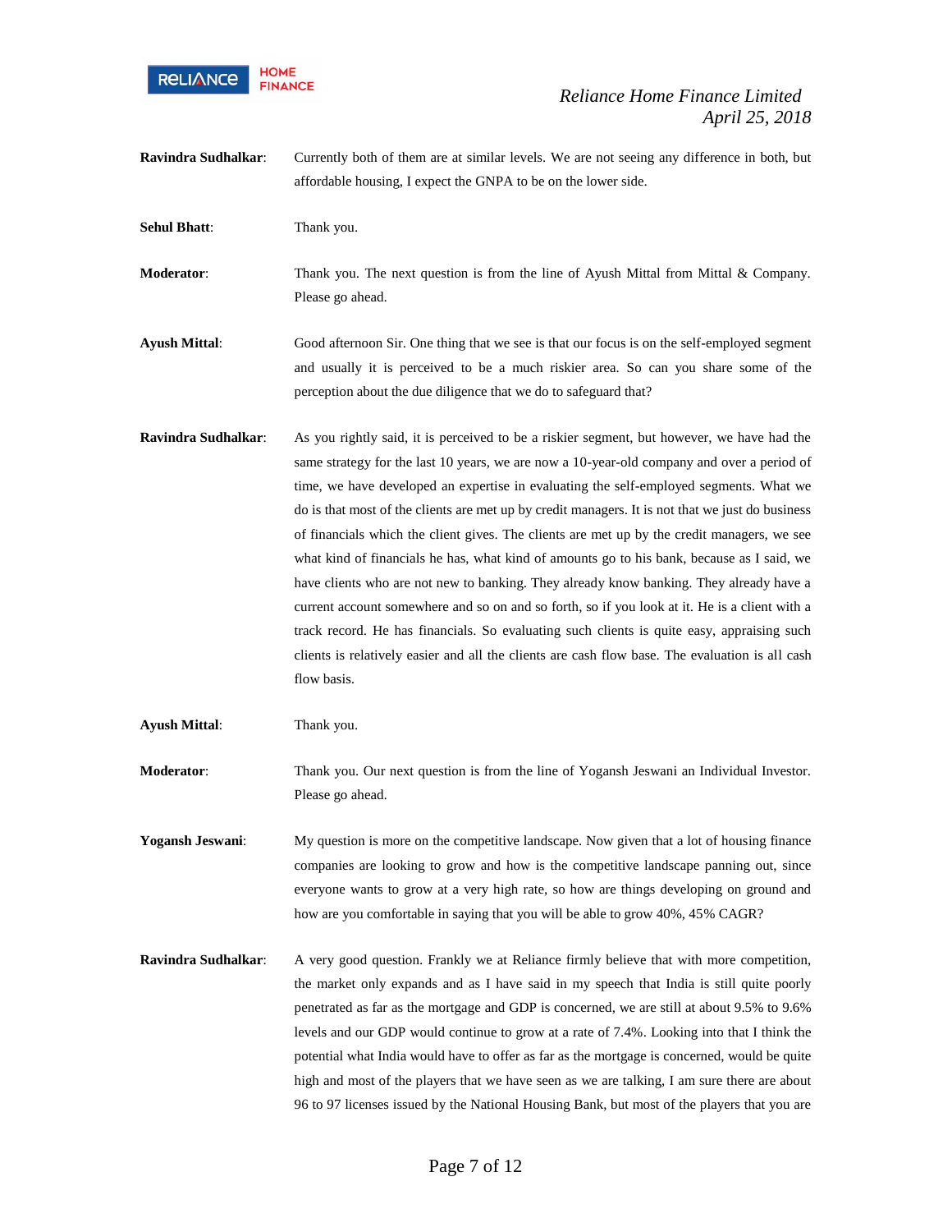**Ravindra Sudhalkar**: Currently both of them are at similar levels. We are not seeing any difference in both, but affordable housing, I expect the GNPA to be on the lower side.

**Sehul Bhatt**: Thank you.

**Moderator**: Thank you. The next question is from the line of Ayush Mittal from Mittal & Company. Please go ahead.

**Ayush Mittal**: Good afternoon Sir. One thing that we see is that our focus is on the self-employed segment and usually it is perceived to be a much riskier area. So can you share some of the perception about the due diligence that we do to safeguard that?

**Ravindra Sudhalkar**: As you rightly said, it is perceived to be a riskier segment, but however, we have had the same strategy for the last 10 years, we are now a 10-year-old company and over a period of time, we have developed an expertise in evaluating the self-employed segments. What we do is that most of the clients are met up by credit managers. It is not that we just do business of financials which the client gives. The clients are met up by the credit managers, we see what kind of financials he has, what kind of amounts go to his bank, because as I said, we have clients who are not new to banking. They already know banking. They already have a current account somewhere and so on and so forth, so if you look at it. He is a client with a track record. He has financials. So evaluating such clients is quite easy, appraising such clients is relatively easier and all the clients are cash flow base. The evaluation is all cash flow basis.

**Ayush Mittal**: Thank you.

**Moderator**: Thank you. Our next question is from the line of Yogansh Jeswani an Individual Investor. Please go ahead.

**Yogansh Jeswani**: My question is more on the competitive landscape. Now given that a lot of housing finance companies are looking to grow and how is the competitive landscape panning out, since everyone wants to grow at a very high rate, so how are things developing on ground and how are you comfortable in saying that you will be able to grow 40%, 45% CAGR?

**Ravindra Sudhalkar**: A very good question. Frankly we at Reliance firmly believe that with more competition, the market only expands and as I have said in my speech that India is still quite poorly penetrated as far as the mortgage and GDP is concerned, we are still at about 9.5% to 9.6% levels and our GDP would continue to grow at a rate of 7.4%. Looking into that I think the potential what India would have to offer as far as the mortgage is concerned, would be quite high and most of the players that we have seen as we are talking, I am sure there are about 96 to 97 licenses issued by the National Housing Bank, but most of the players that you are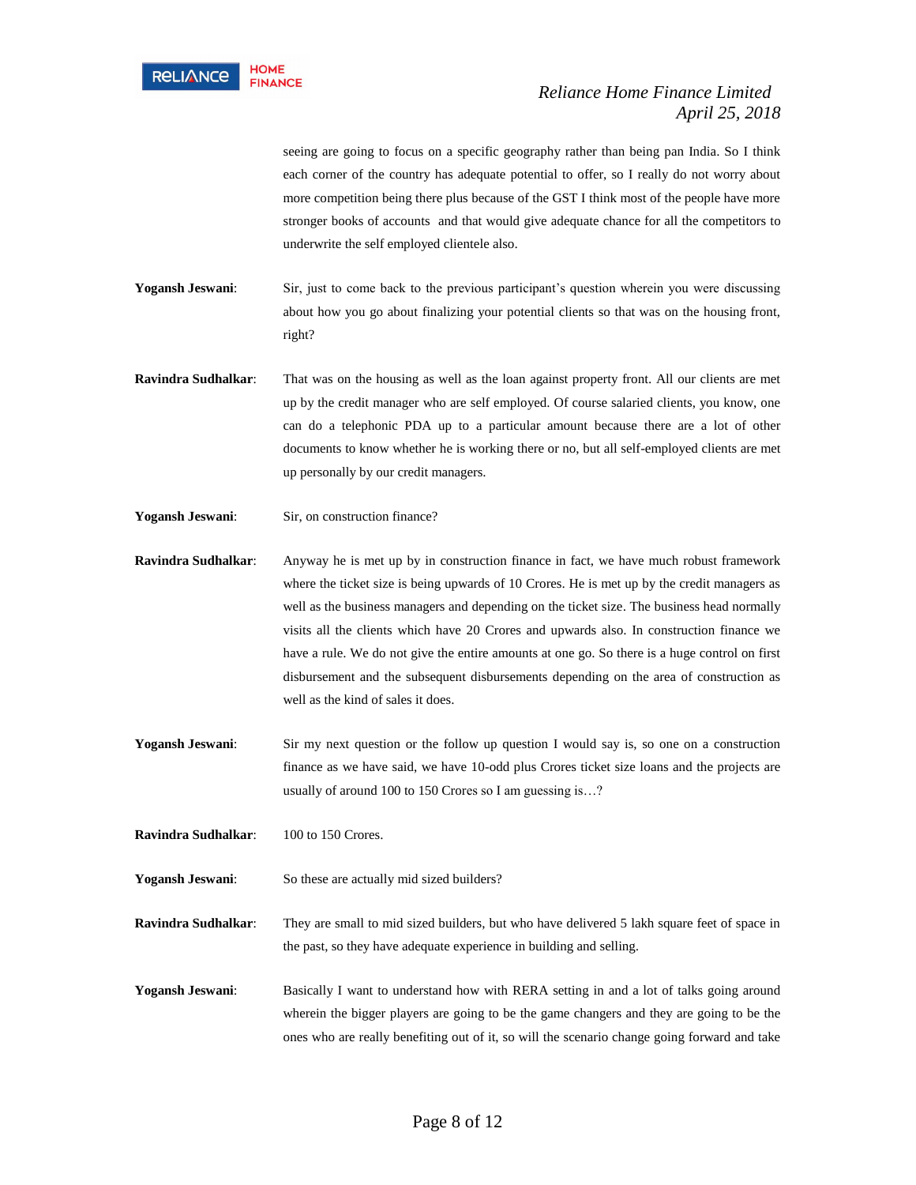seeing are going to focus on a specific geography rather than being pan India. So I think each corner of the country has adequate potential to offer, so I really do not worry about more competition being there plus because of the GST I think most of the people have more stronger books of accounts and that would give adequate chance for all the competitors to underwrite the self employed clientele also.

**Yogansh Jeswani**: Sir, just to come back to the previous participant's question wherein you were discussing about how you go about finalizing your potential clients so that was on the housing front, right?

**Ravindra Sudhalkar**: That was on the housing as well as the loan against property front. All our clients are met up by the credit manager who are self employed. Of course salaried clients, you know, one can do a telephonic PDA up to a particular amount because there are a lot of other documents to know whether he is working there or no, but all self-employed clients are met up personally by our credit managers.

**Yogansh Jeswani**: Sir, on construction finance?

**Ravindra Sudhalkar**: Anyway he is met up by in construction finance in fact, we have much robust framework where the ticket size is being upwards of 10 Crores. He is met up by the credit managers as well as the business managers and depending on the ticket size. The business head normally visits all the clients which have 20 Crores and upwards also. In construction finance we have a rule. We do not give the entire amounts at one go. So there is a huge control on first disbursement and the subsequent disbursements depending on the area of construction as well as the kind of sales it does.

**Yogansh Jeswani**: Sir my next question or the follow up question I would say is, so one on a construction finance as we have said, we have 10-odd plus Crores ticket size loans and the projects are usually of around 100 to 150 Crores so I am guessing is…?

**Ravindra Sudhalkar**: 100 to 150 Crores.

**Yogansh Jeswani**: So these are actually mid sized builders?

**Ravindra Sudhalkar**: They are small to mid sized builders, but who have delivered 5 lakh square feet of space in the past, so they have adequate experience in building and selling.

**Yogansh Jeswani**: Basically I want to understand how with RERA setting in and a lot of talks going around wherein the bigger players are going to be the game changers and they are going to be the ones who are really benefiting out of it, so will the scenario change going forward and take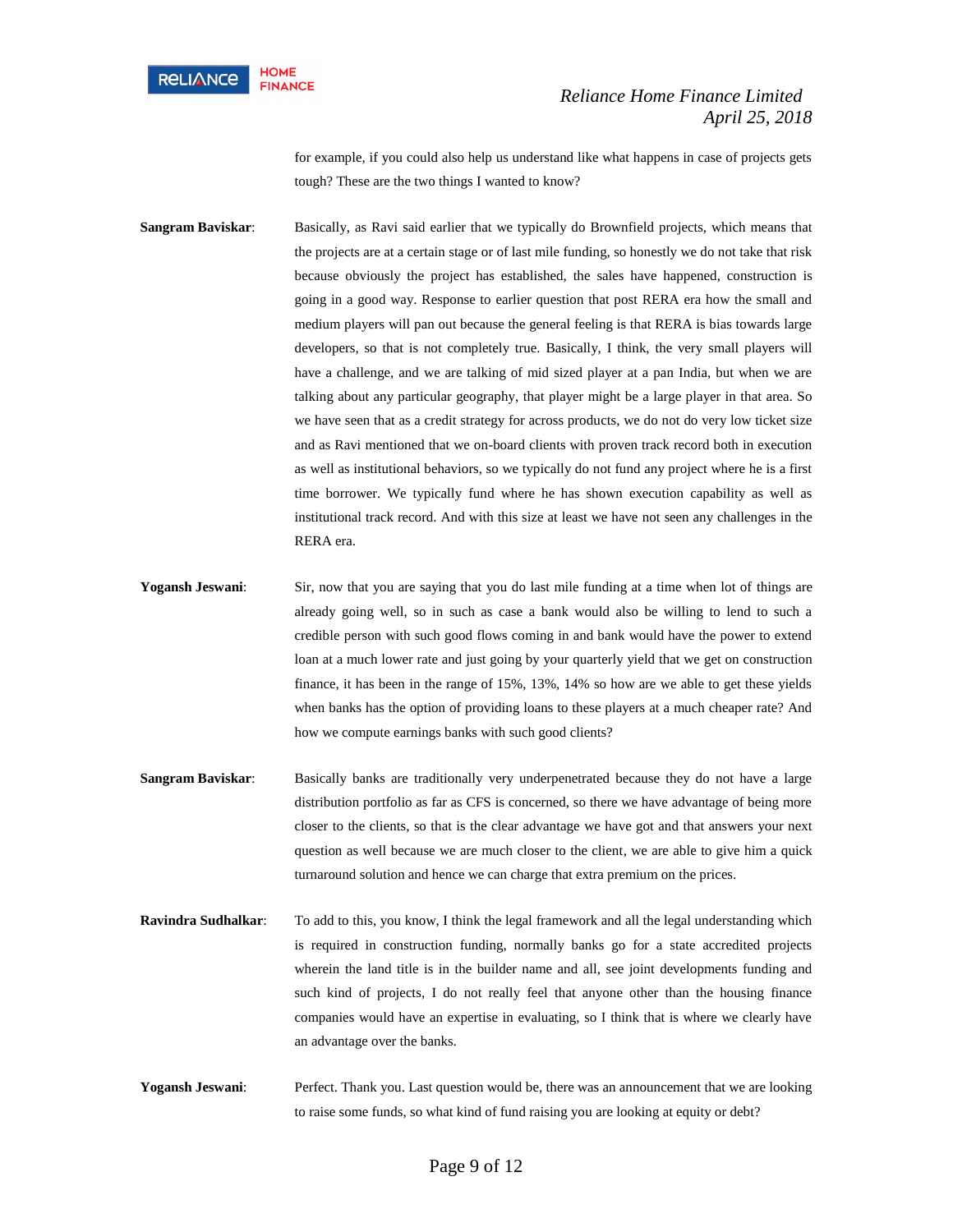for example, if you could also help us understand like what happens in case of projects gets tough? These are the two things I wanted to know?

**Sangram Baviskar**: Basically, as Ravi said earlier that we typically do Brownfield projects, which means that the projects are at a certain stage or of last mile funding, so honestly we do not take that risk because obviously the project has established, the sales have happened, construction is going in a good way. Response to earlier question that post RERA era how the small and medium players will pan out because the general feeling is that RERA is bias towards large developers, so that is not completely true. Basically, I think, the very small players will have a challenge, and we are talking of mid sized player at a pan India, but when we are talking about any particular geography, that player might be a large player in that area. So we have seen that as a credit strategy for across products, we do not do very low ticket size and as Ravi mentioned that we on-board clients with proven track record both in execution as well as institutional behaviors, so we typically do not fund any project where he is a first time borrower. We typically fund where he has shown execution capability as well as institutional track record. And with this size at least we have not seen any challenges in the RERA era.

**Yogansh Jeswani**: Sir, now that you are saying that you do last mile funding at a time when lot of things are already going well, so in such as case a bank would also be willing to lend to such a credible person with such good flows coming in and bank would have the power to extend loan at a much lower rate and just going by your quarterly yield that we get on construction finance, it has been in the range of 15%, 13%, 14% so how are we able to get these yields when banks has the option of providing loans to these players at a much cheaper rate? And how we compute earnings banks with such good clients?

**Sangram Baviskar**: Basically banks are traditionally very underpenetrated because they do not have a large distribution portfolio as far as CFS is concerned, so there we have advantage of being more closer to the clients, so that is the clear advantage we have got and that answers your next question as well because we are much closer to the client, we are able to give him a quick turnaround solution and hence we can charge that extra premium on the prices.

**Ravindra Sudhalkar**: To add to this, you know, I think the legal framework and all the legal understanding which is required in construction funding, normally banks go for a state accredited projects wherein the land title is in the builder name and all, see joint developments funding and such kind of projects, I do not really feel that anyone other than the housing finance companies would have an expertise in evaluating, so I think that is where we clearly have an advantage over the banks.

**Yogansh Jeswani**: Perfect. Thank you. Last question would be, there was an announcement that we are looking to raise some funds, so what kind of fund raising you are looking at equity or debt?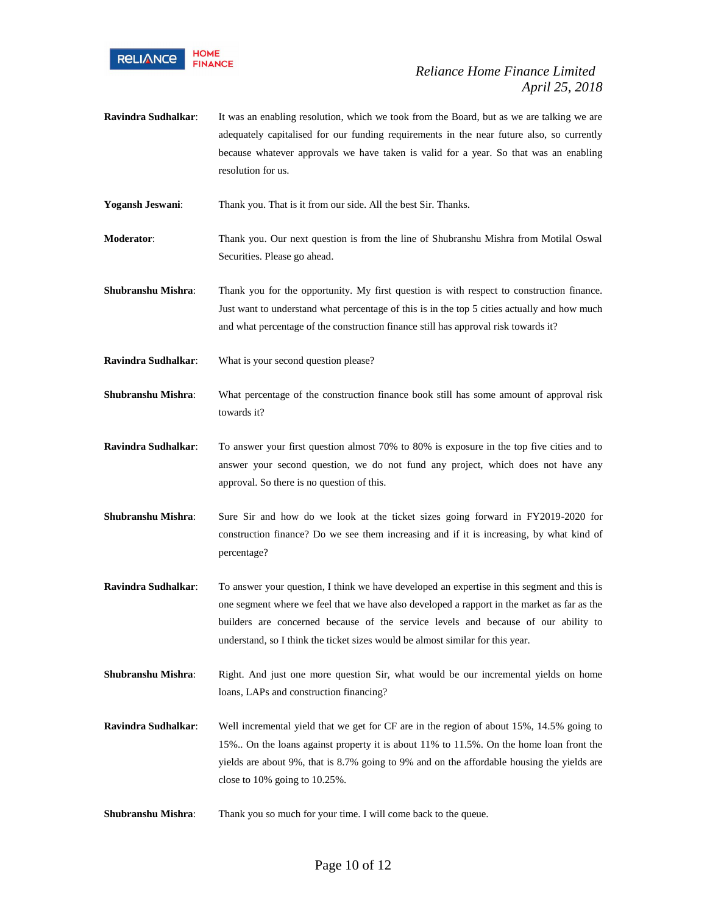**Ravindra Sudhalkar**: It was an enabling resolution, which we took from the Board, but as we are talking we are adequately capitalised for our funding requirements in the near future also, so currently because whatever approvals we have taken is valid for a year. So that was an enabling resolution for us.

**Yogansh Jeswani**: Thank you. That is it from our side. All the best Sir. Thanks.

**Moderator**: Thank you. Our next question is from the line of Shubranshu Mishra from Motilal Oswal Securities. Please go ahead.

**Shubranshu Mishra**: Thank you for the opportunity. My first question is with respect to construction finance. Just want to understand what percentage of this is in the top 5 cities actually and how much and what percentage of the construction finance still has approval risk towards it?

**Ravindra Sudhalkar**: What is your second question please?

**Shubranshu Mishra**: What percentage of the construction finance book still has some amount of approval risk towards it?

**Ravindra Sudhalkar**: To answer your first question almost 70% to 80% is exposure in the top five cities and to answer your second question, we do not fund any project, which does not have any approval. So there is no question of this.

**Shubranshu Mishra**: Sure Sir and how do we look at the ticket sizes going forward in FY2019-2020 for construction finance? Do we see them increasing and if it is increasing, by what kind of percentage?

**Ravindra Sudhalkar**: To answer your question, I think we have developed an expertise in this segment and this is one segment where we feel that we have also developed a rapport in the market as far as the builders are concerned because of the service levels and because of our ability to understand, so I think the ticket sizes would be almost similar for this year.

**Shubranshu Mishra**: Right. And just one more question Sir, what would be our incremental yields on home loans, LAPs and construction financing?

**Ravindra Sudhalkar**: Well incremental yield that we get for CF are in the region of about 15%, 14.5% going to 15%.. On the loans against property it is about 11% to 11.5%. On the home loan front the yields are about 9%, that is 8.7% going to 9% and on the affordable housing the yields are close to 10% going to 10.25%.

**Shubranshu Mishra**: Thank you so much for your time. I will come back to the queue.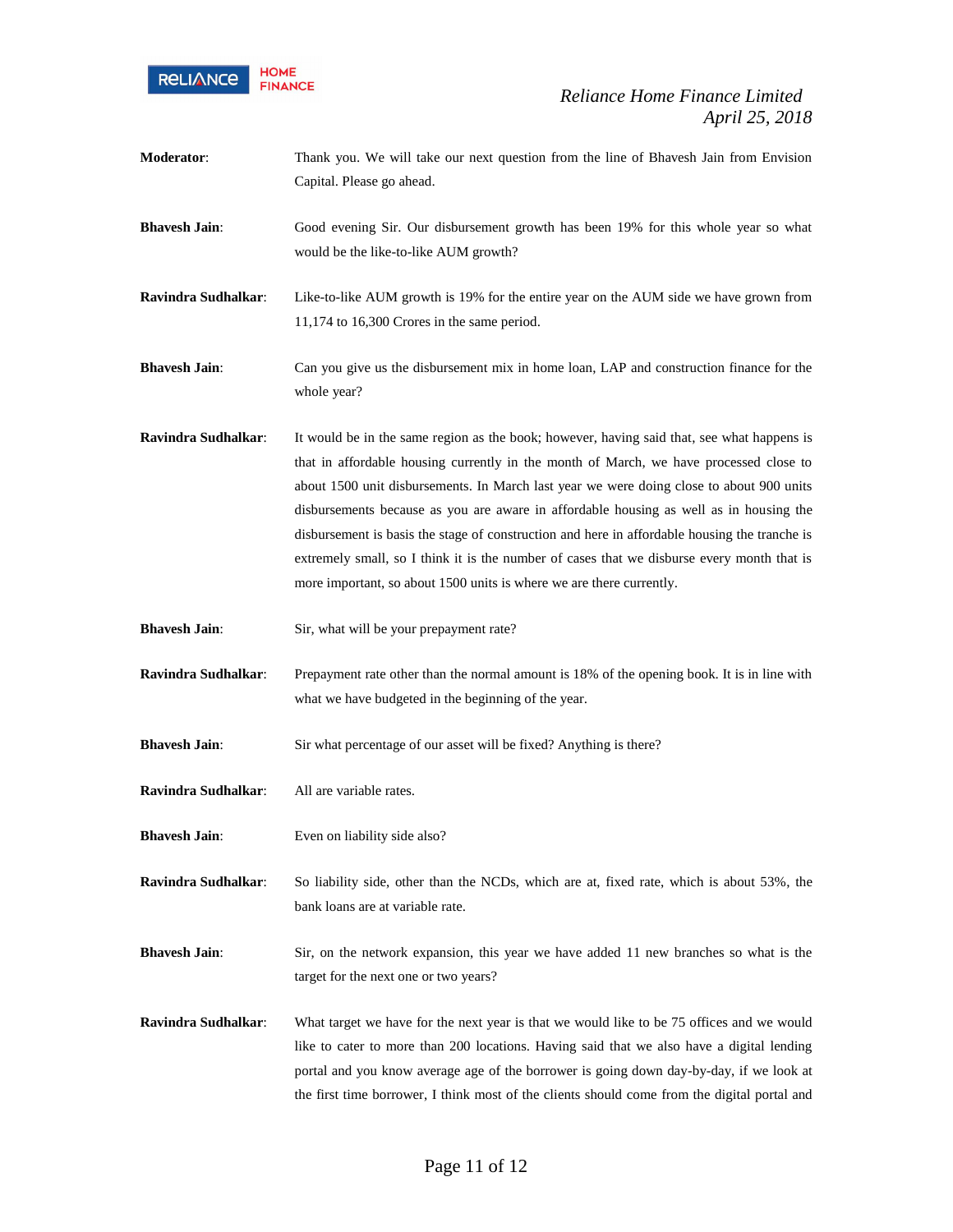**Moderator**: Thank you. We will take our next question from the line of Bhavesh Jain from Envision Capital. Please go ahead.

**Bhavesh Jain**: Good evening Sir. Our disbursement growth has been 19% for this whole year so what would be the like-to-like AUM growth?

**Ravindra Sudhalkar**: Like-to-like AUM growth is 19% for the entire year on the AUM side we have grown from 11,174 to 16,300 Crores in the same period.

**Bhavesh Jain**: Can you give us the disbursement mix in home loan, LAP and construction finance for the whole year?

**Ravindra Sudhalkar**: It would be in the same region as the book; however, having said that, see what happens is that in affordable housing currently in the month of March, we have processed close to about 1500 unit disbursements. In March last year we were doing close to about 900 units disbursements because as you are aware in affordable housing as well as in housing the disbursement is basis the stage of construction and here in affordable housing the tranche is extremely small, so I think it is the number of cases that we disburse every month that is more important, so about 1500 units is where we are there currently.

**Bhavesh Jain**: Sir, what will be your prepayment rate?

**Ravindra Sudhalkar**: Prepayment rate other than the normal amount is 18% of the opening book. It is in line with what we have budgeted in the beginning of the year.

**Bhavesh Jain**: Sir what percentage of our asset will be fixed? Anything is there?

**Ravindra Sudhalkar**: All are variable rates.

**Bhavesh Jain**: Even on liability side also?

**Ravindra Sudhalkar**: So liability side, other than the NCDs, which are at, fixed rate, which is about 53%, the bank loans are at variable rate.

**Bhavesh Jain**: Sir, on the network expansion, this year we have added 11 new branches so what is the target for the next one or two years?

**Ravindra Sudhalkar**: What target we have for the next year is that we would like to be 75 offices and we would like to cater to more than 200 locations. Having said that we also have a digital lending portal and you know average age of the borrower is going down day-by-day, if we look at the first time borrower, I think most of the clients should come from the digital portal and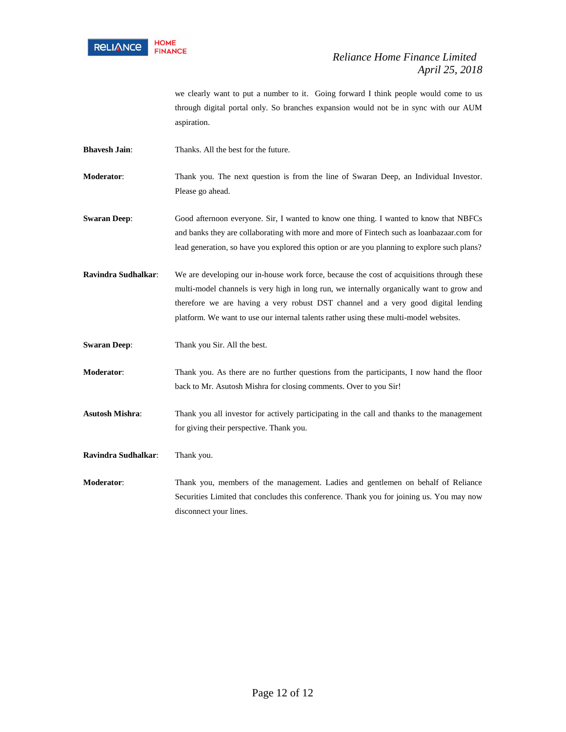we clearly want to put a number to it. Going forward I think people would come to us through digital portal only. So branches expansion would not be in sync with our AUM aspiration.

**Bhavesh Jain**: Thanks. All the best for the future.

**Moderator**: Thank you. The next question is from the line of Swaran Deep, an Individual Investor. Please go ahead.

**Swaran Deep**: Good afternoon everyone. Sir, I wanted to know one thing. I wanted to know that NBFCs and banks they are collaborating with more and more of Fintech such as loanbazaar.com for lead generation, so have you explored this option or are you planning to explore such plans?

**Ravindra Sudhalkar**: We are developing our in-house work force, because the cost of acquisitions through these multi-model channels is very high in long run, we internally organically want to grow and therefore we are having a very robust DST channel and a very good digital lending platform. We want to use our internal talents rather using these multi-model websites.

**Swaran Deep**: Thank you Sir. All the best.

**Moderator**: Thank you. As there are no further questions from the participants, I now hand the floor back to Mr. Asutosh Mishra for closing comments. Over to you Sir!

**Asutosh Mishra**: Thank you all investor for actively participating in the call and thanks to the management for giving their perspective. Thank you.

**Ravindra Sudhalkar**: Thank you.

**Moderator**: Thank you, members of the management. Ladies and gentlemen on behalf of Reliance Securities Limited that concludes this conference. Thank you for joining us. You may now disconnect your lines.